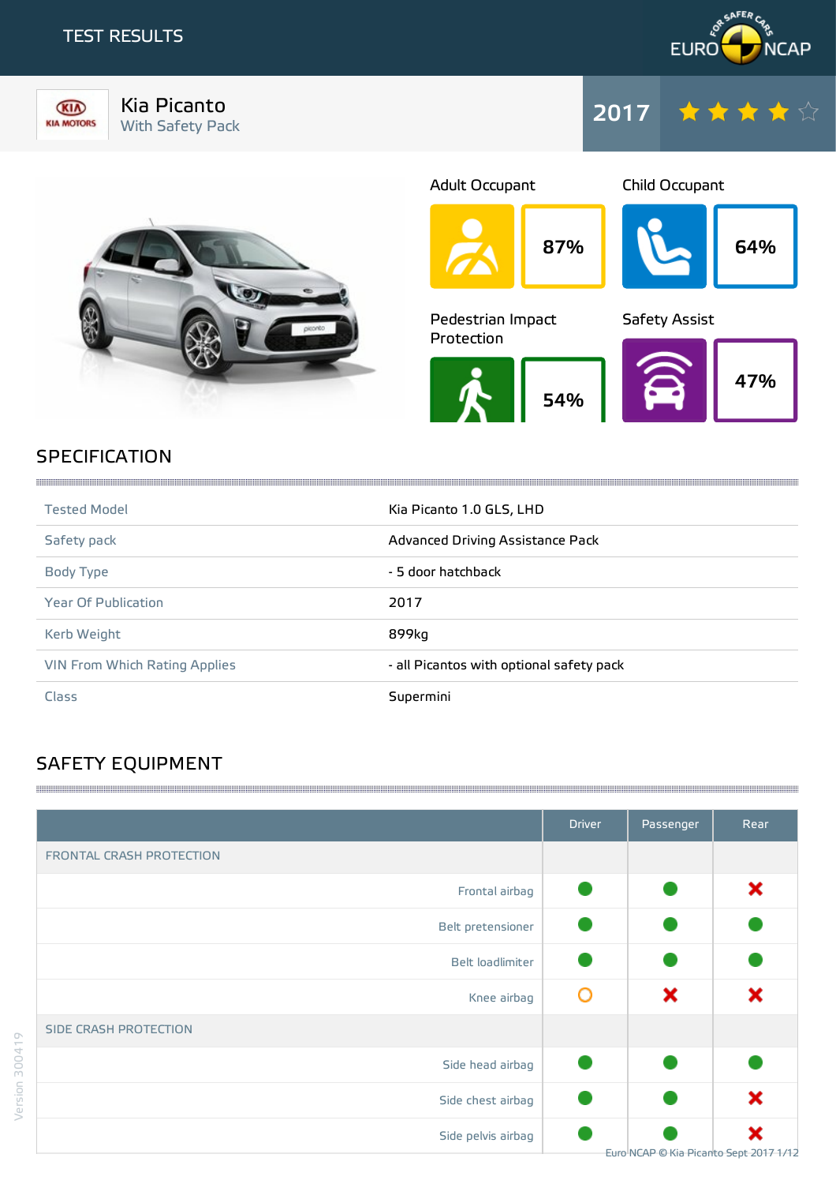# TEST RESULTS

EURO NCAP

## Kia Picanto
With Safety Pack

**2017** ★★★★☆

| Adult Occupant | Child Occupant |
|---|---|
| 87% | 64% |

| Pedestrian Impact Protection | Safety Assist |
|---|---|
| 54% | 47% |

## SPECIFICATION

| | |
|---|---|
| Tested Model | Kia Picanto 1.0 GLS, LHD |
| Safety pack | Advanced Driving Assistance Pack |
| Body Type | - 5 door hatchback |
| Year Of Publication | 2017 |
| Kerb Weight | 899kg |
| VIN From Which Rating Applies | - all Picantos with optional safety pack |
| Class | Supermini |

## SAFETY EQUIPMENT

| | Driver | Passenger | Rear |
|---|---|---|---|
| **FRONTAL CRASH PROTECTION** | | | |
| Frontal airbag | ● | ● | ✖ |
| Belt pretensioner | ● | ● | ● |
| Belt loadlimiter | ● | ● | ● |
| Knee airbag | ○ | ✖ | ✖ |
| **SIDE CRASH PROTECTION** | | | |
| Side head airbag | ● | ● | ● |
| Side chest airbag | ● | ● | ✖ |
| Side pelvis airbag | ● | ● | ✖ |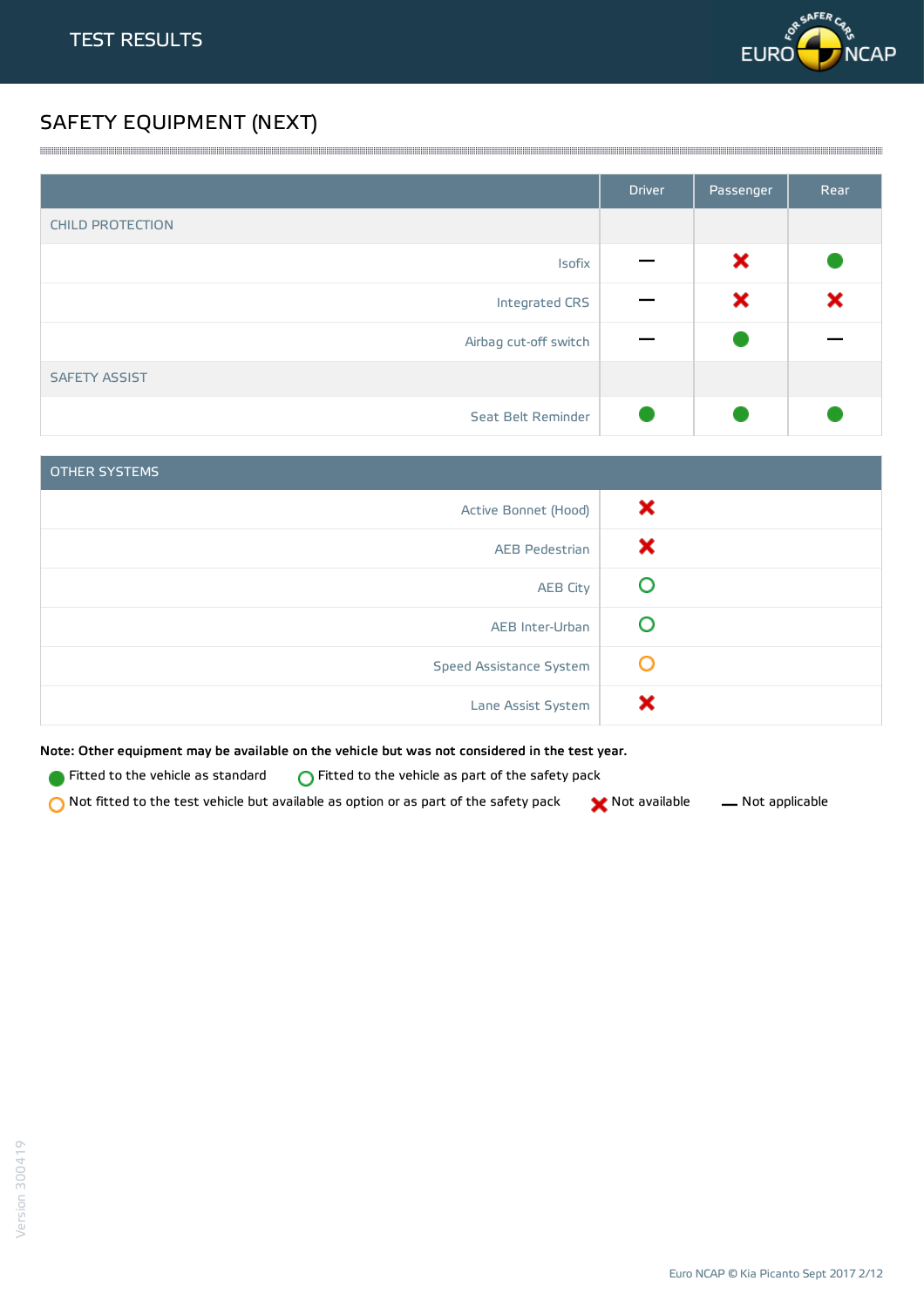# TEST RESULTS

## SAFETY EQUIPMENT (NEXT)

| | Driver | Passenger | Rear |
|---|---|---|---|
| **CHILD PROTECTION** | | | |
| Isofix | — | ✖ | ● |
| Integrated CRS | — | ✖ | ✖ |
| Airbag cut-off switch | — | ● | — |
| **SAFETY ASSIST** | | | |
| Seat Belt Reminder | ● | ● | ● |

| OTHER SYSTEMS | |
|---|---|
| Active Bonnet (Hood) | ✖ |
| AEB Pedestrian | ✖ |
| AEB City | ○ (green) |
| AEB Inter-Urban | ○ (green) |
| Speed Assistance System | ○ (orange) |
| Lane Assist System | ✖ |

**Note: Other equipment may be available on the vehicle but was not considered in the test year.**

● Fitted to the vehicle as standard  ○ (green) Fitted to the vehicle as part of the safety pack

○ (orange) Not fitted to the test vehicle but available as option or as part of the safety pack  ✖ Not available  — Not applicable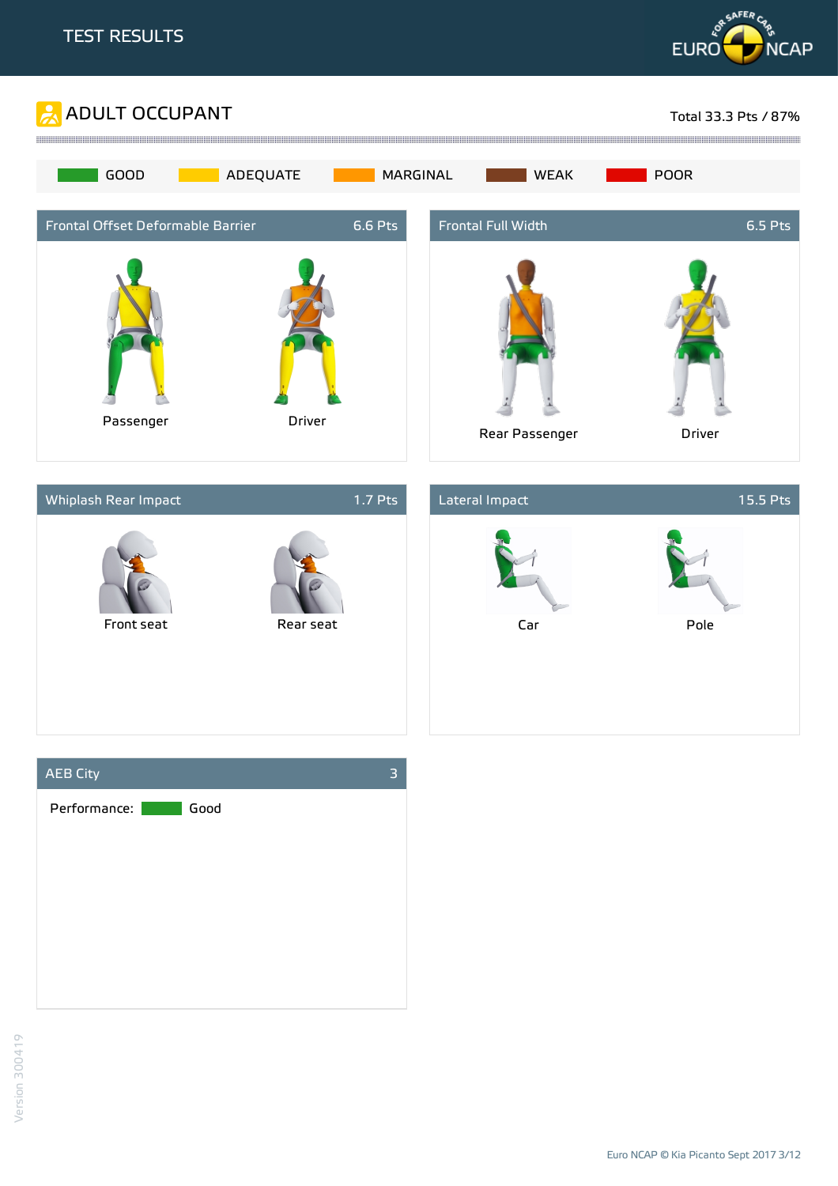# TEST RESULTS

## ADULT OCCUPANT

Total 33.3 Pts / 87%

GOOD | ADEQUATE | MARGINAL | WEAK | POOR

### Frontal Offset Deformable Barrier — 6.6 Pts

Passenger

Driver

### Frontal Full Width — 6.5 Pts

Rear Passenger

Driver

### Whiplash Rear Impact — 1.7 Pts

Front seat

Rear seat

### Lateral Impact — 15.5 Pts

Car

Pole

### AEB City — 3

Performance: Good

Version 300419

Euro NCAP © Kia Picanto Sept 2017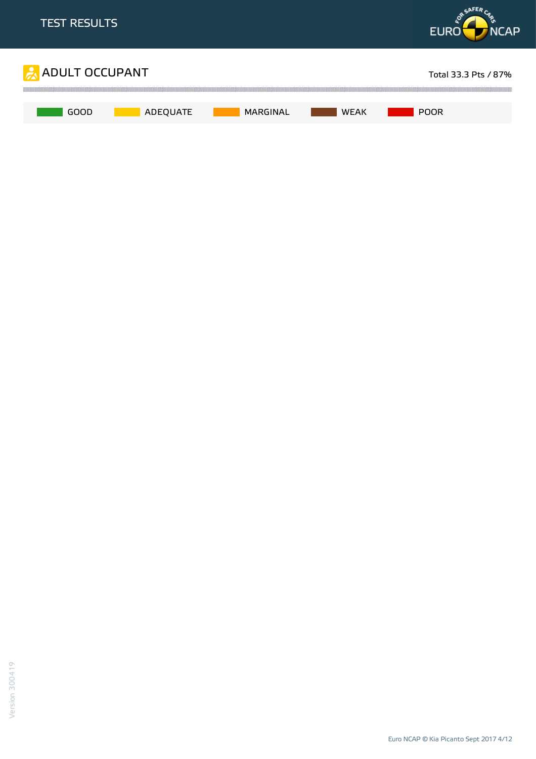# TEST RESULTS

## ADULT OCCUPANT

Total 33.3 Pts / 87%

GOOD ADEQUATE MARGINAL WEAK POOR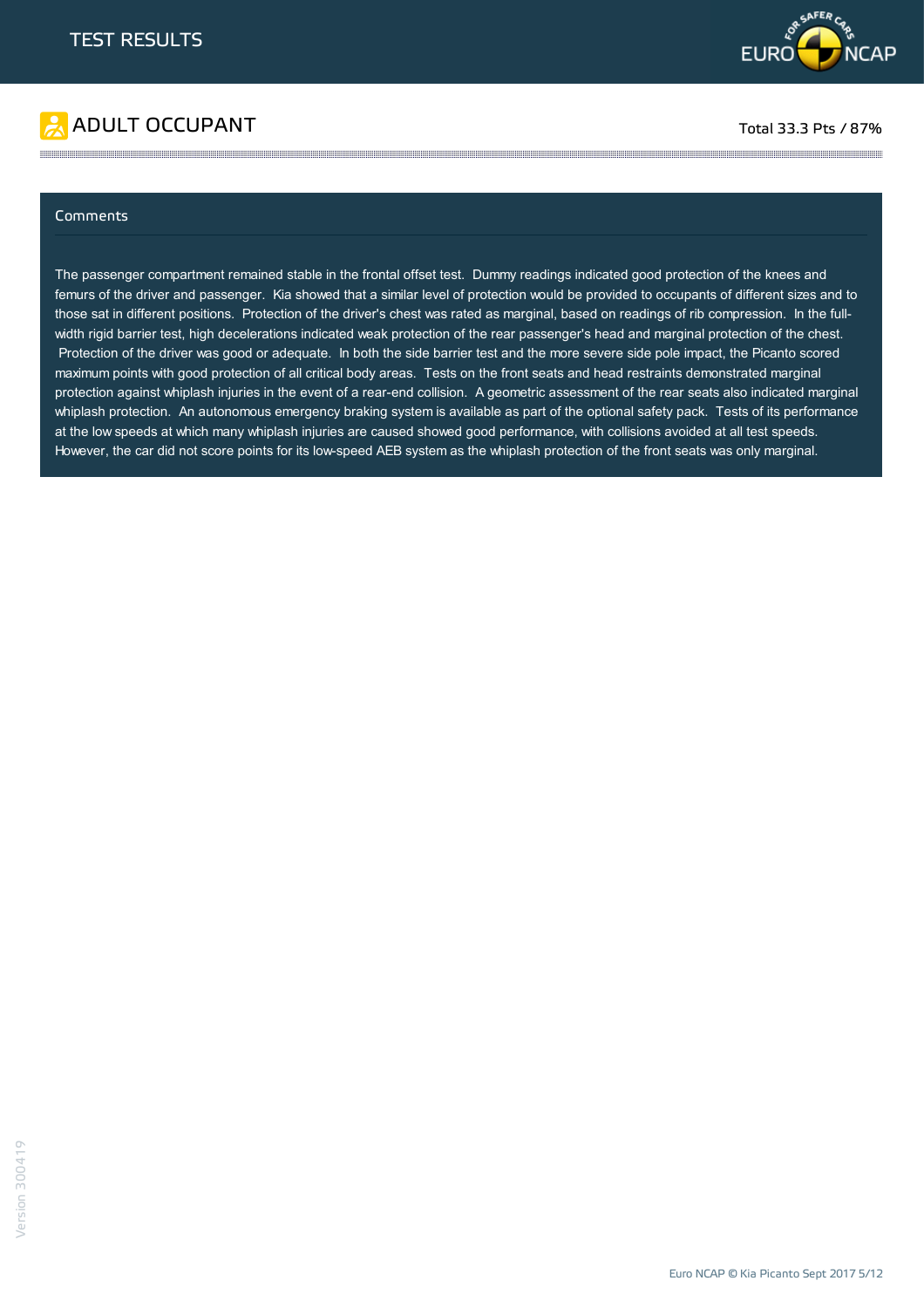# TEST RESULTS

## ADULT OCCUPANT

Total 33.3 Pts / 87%

### Comments

The passenger compartment remained stable in the frontal offset test. Dummy readings indicated good protection of the knees and femurs of the driver and passenger. Kia showed that a similar level of protection would be provided to occupants of different sizes and to those sat in different positions. Protection of the driver's chest was rated as marginal, based on readings of rib compression. In the full-width rigid barrier test, high decelerations indicated weak protection of the rear passenger's head and marginal protection of the chest. Protection of the driver was good or adequate. In both the side barrier test and the more severe side pole impact, the Picanto scored maximum points with good protection of all critical body areas. Tests on the front seats and head restraints demonstrated marginal protection against whiplash injuries in the event of a rear-end collision. A geometric assessment of the rear seats also indicated marginal whiplash protection. An autonomous emergency braking system is available as part of the optional safety pack. Tests of its performance at the low speeds at which many whiplash injuries are caused showed good performance, with collisions avoided at all test speeds. However, the car did not score points for its low-speed AEB system as the whiplash protection of the front seats was only marginal.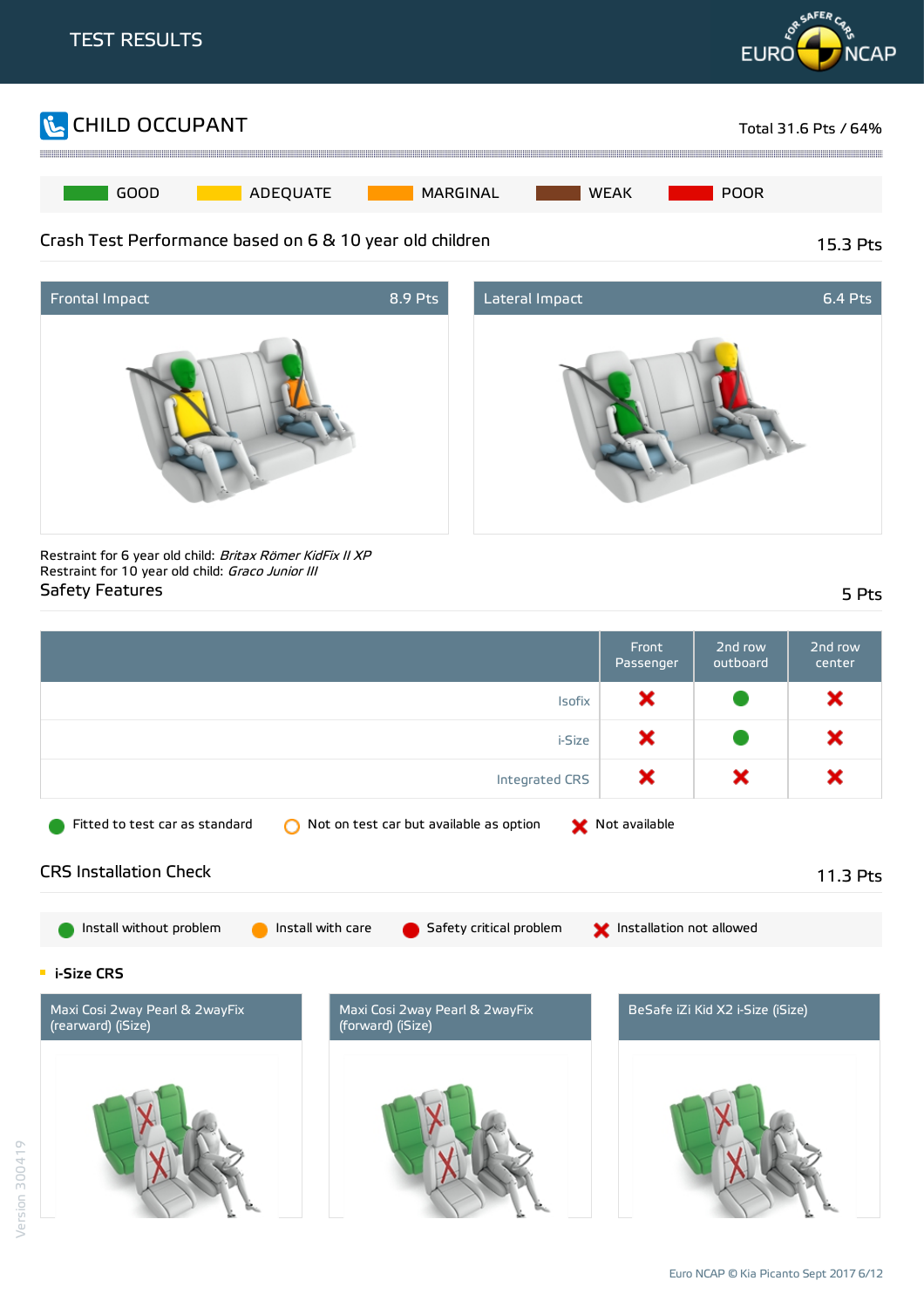# TEST RESULTS

## CHILD OCCUPANT

Total 31.6 Pts / 64%

GOOD | ADEQUATE | MARGINAL | WEAK | POOR

### Crash Test Performance based on 6 & 10 year old children

15.3 Pts

**Frontal Impact** 8.9 Pts

**Lateral Impact** 6.4 Pts

Restraint for 6 year old child: *Britax Römer KidFix II XP*
Restraint for 10 year old child: *Graco Junior III*

### Safety Features

5 Pts

| | Front Passenger | 2nd row outboard | 2nd row center |
|---|---|---|---|
| Isofix | Not available | Fitted to test car as standard | Not available |
| i-Size | Not available | Fitted to test car as standard | Not available |
| Integrated CRS | Not available | Not available | Not available |

Fitted to test car as standard | Not on test car but available as option | Not available

### CRS Installation Check

11.3 Pts

Install without problem | Install with care | Safety critical problem | Installation not allowed

**i-Size CRS**

- Maxi Cosi 2way Pearl & 2wayFix (rearward) (iSize)
- Maxi Cosi 2way Pearl & 2wayFix (forward) (iSize)
- BeSafe iZi Kid X2 i-Size (iSize)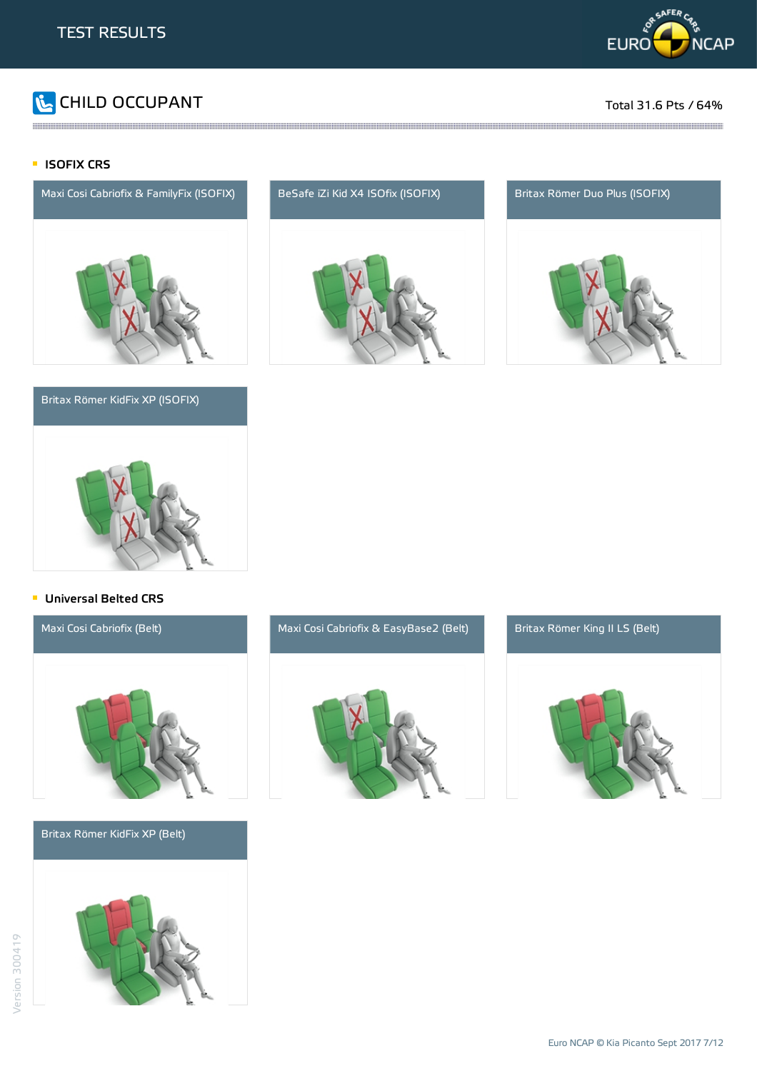# TEST RESULTS

## CHILD OCCUPANT

Total 31.6 Pts / 64%

### ISOFIX CRS

Maxi Cosi Cabriofix & FamilyFix (ISOFIX)

BeSafe iZi Kid X4 ISOfix (ISOFIX)

Britax Römer Duo Plus (ISOFIX)

Britax Römer KidFix XP (ISOFIX)

### Universal Belted CRS

Maxi Cosi Cabriofix (Belt)

Maxi Cosi Cabriofix & EasyBase2 (Belt)

Britax Römer King II LS (Belt)

Britax Römer KidFix XP (Belt)

Version 300419

Euro NCAP © Kia Picanto Sept 2017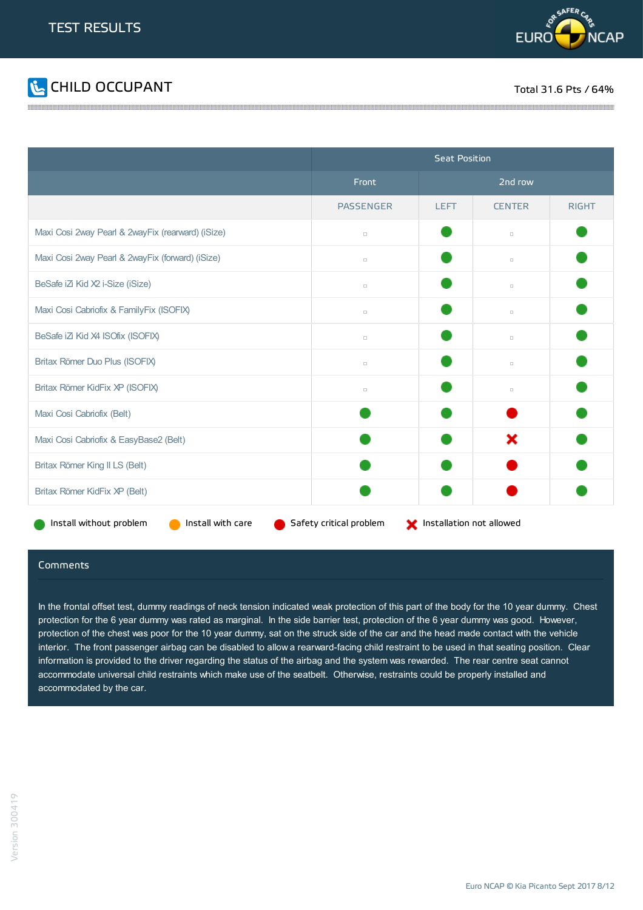# TEST RESULTS

## CHILD OCCUPANT

Total 31.6 Pts / 64%

| | Seat Position | | | |
|---|---|---|---|---|
| | Front | 2nd row | | |
| | PASSENGER | LEFT | CENTER | RIGHT |
| Maxi Cosi 2way Pearl & 2wayFix (rearward) (iSize) | ▫ | 🟢 | ▫ | 🟢 |
| Maxi Cosi 2way Pearl & 2wayFix (forward) (iSize) | ▫ | 🟢 | ▫ | 🟢 |
| BeSafe iZi Kid X2 i-Size (iSize) | ▫ | 🟢 | ▫ | 🟢 |
| Maxi Cosi Cabriofix & FamilyFix (ISOFIX) | ▫ | 🟢 | ▫ | 🟢 |
| BeSafe iZi Kid X4 ISOfix (ISOFIX) | ▫ | 🟢 | ▫ | 🟢 |
| Britax Römer Duo Plus (ISOFIX) | ▫ | 🟢 | ▫ | 🟢 |
| Britax Römer KidFix XP (ISOFIX) | ▫ | 🟢 | ▫ | 🟢 |
| Maxi Cosi Cabriofix (Belt) | 🟢 | 🟢 | 🔴 | 🟢 |
| Maxi Cosi Cabriofix & EasyBase2 (Belt) | 🟢 | 🟢 | ❌ | 🟢 |
| Britax Römer King II LS (Belt) | 🟢 | 🟢 | 🔴 | 🟢 |
| Britax Römer KidFix XP (Belt) | 🟢 | 🟢 | 🔴 | 🟢 |

🟢 Install without problem 🟠 Install with care 🔴 Safety critical problem ❌ Installation not allowed

### Comments

In the frontal offset test, dummy readings of neck tension indicated weak protection of this part of the body for the 10 year dummy. Chest protection for the 6 year dummy was rated as marginal. In the side barrier test, protection of the 6 year dummy was good. However, protection of the chest was poor for the 10 year dummy, sat on the struck side of the car and the head made contact with the vehicle interior. The front passenger airbag can be disabled to allow a rearward-facing child restraint to be used in that seating position. Clear information is provided to the driver regarding the status of the airbag and the system was rewarded. The rear centre seat cannot accommodate universal child restraints which make use of the seatbelt. Otherwise, restraints could be properly installed and accommodated by the car.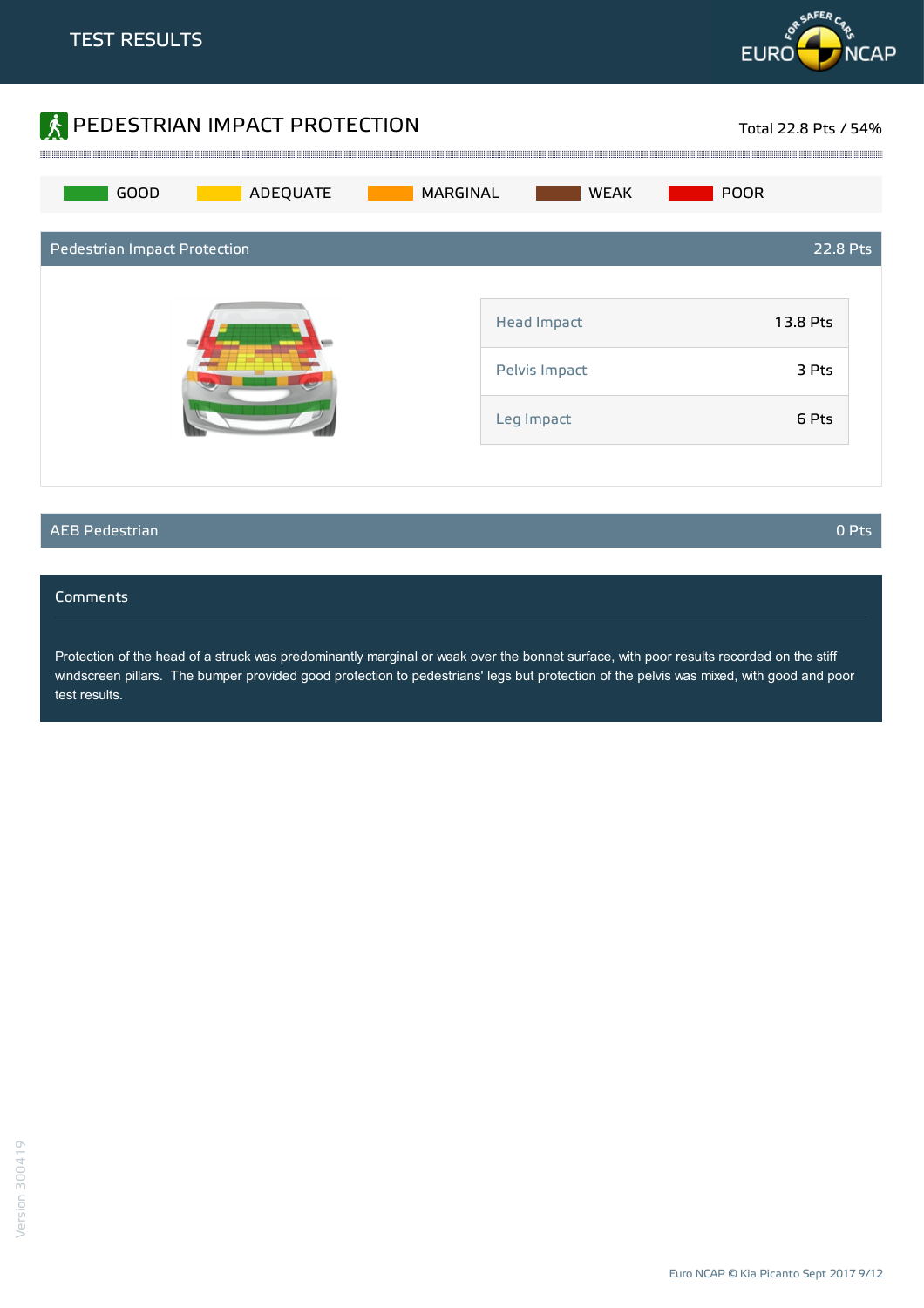# TEST RESULTS

## PEDESTRIAN IMPACT PROTECTION

Total 22.8 Pts / 54%

GOOD | ADEQUATE | MARGINAL | WEAK | POOR

### Pedestrian Impact Protection — 22.8 Pts

| | |
|---|---|
| Head Impact | 13.8 Pts |
| Pelvis Impact | 3 Pts |
| Leg Impact | 6 Pts |

### AEB Pedestrian — 0 Pts

### Comments

Protection of the head of a struck was predominantly marginal or weak over the bonnet surface, with poor results recorded on the stiff windscreen pillars. The bumper provided good protection to pedestrians' legs but protection of the pelvis was mixed, with good and poor test results.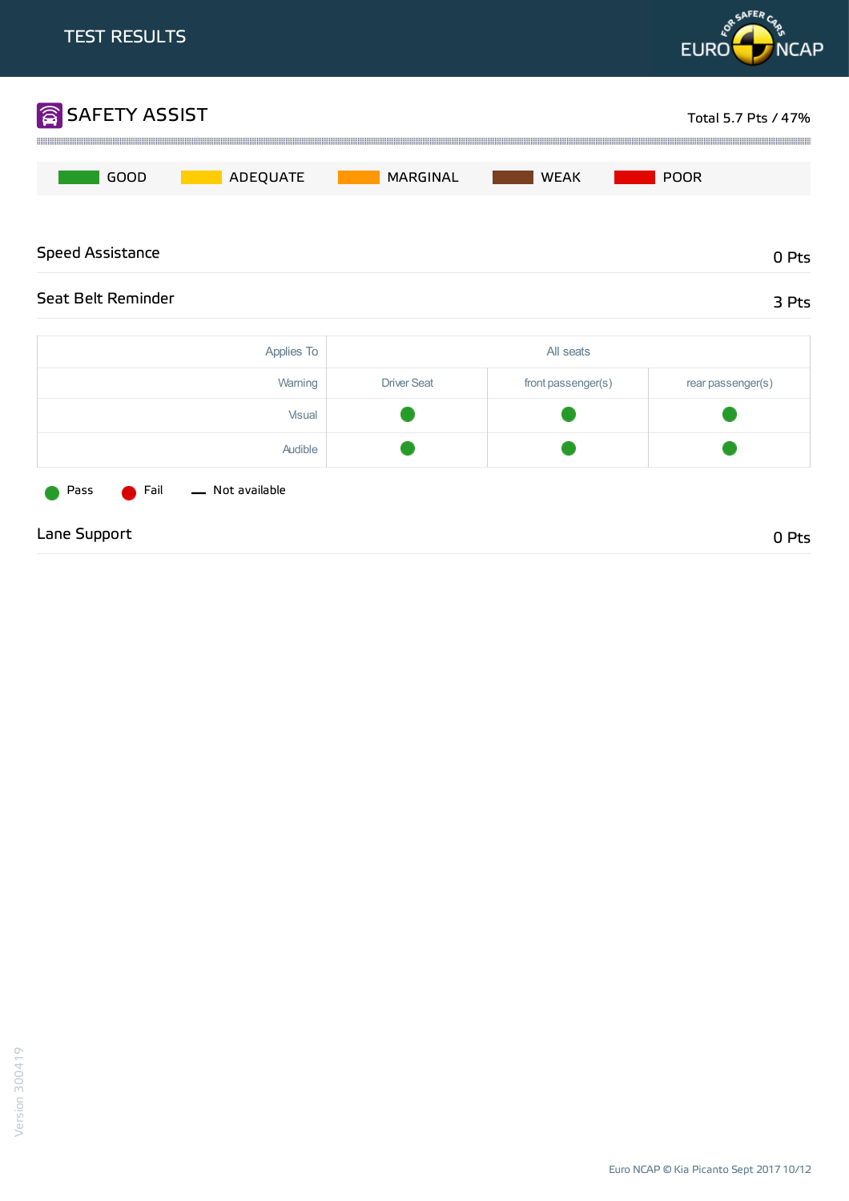# TEST RESULTS

## SAFETY ASSIST

Total 5.7 Pts / 47%

GOOD | ADEQUATE | MARGINAL | WEAK | POOR

### Speed Assistance

0 Pts

### Seat Belt Reminder

3 Pts

| Applies To | All seats | | |
|---|---|---|---|
| Warning | Driver Seat | front passenger(s) | rear passenger(s) |
| Visual | Pass | Pass | Pass |
| Audible | Pass | Pass | Pass |

Pass   Fail   — Not available

### Lane Support

0 Pts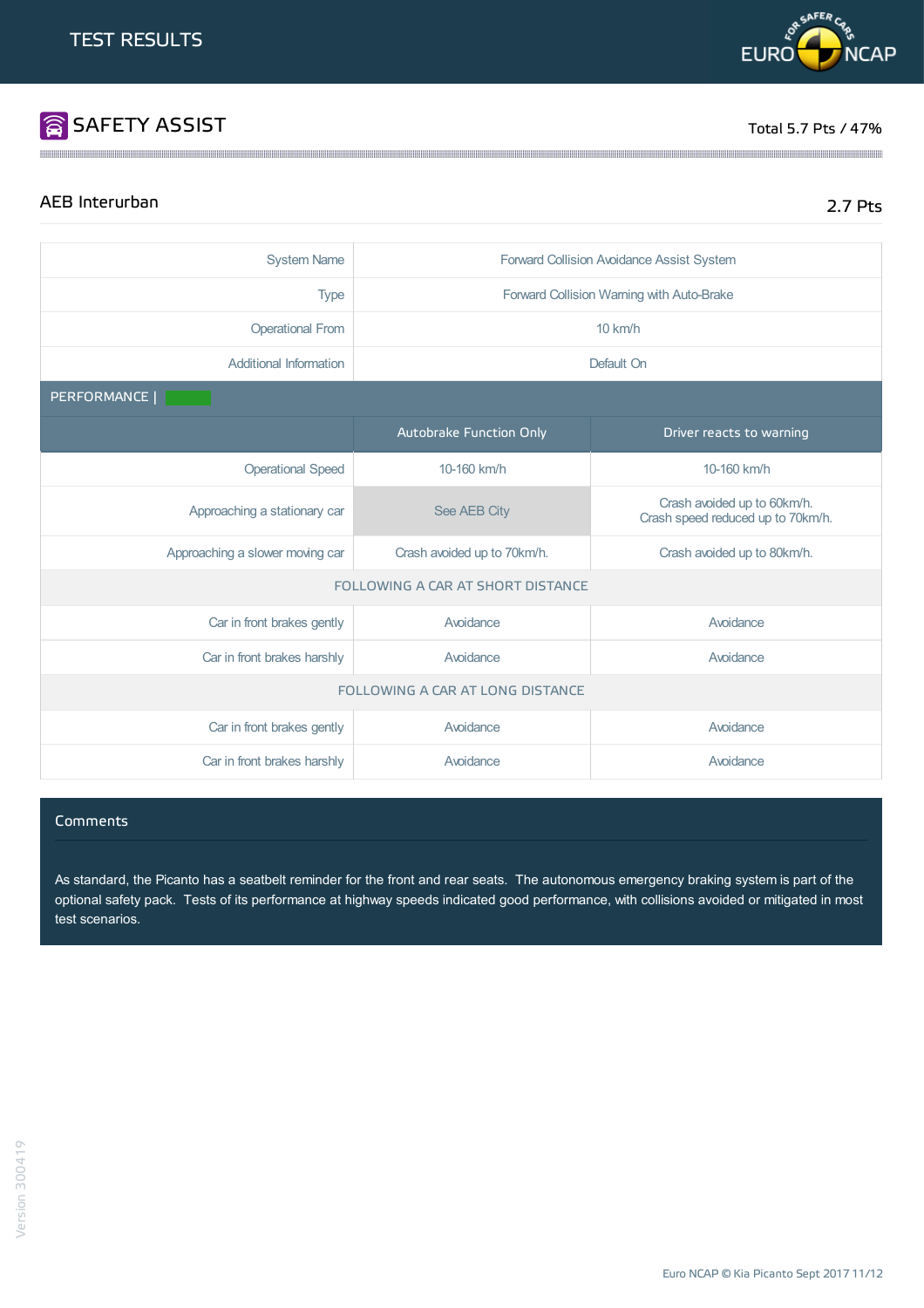# TEST RESULTS

## SAFETY ASSIST

Total 5.7 Pts / 47%

### AEB Interurban

2.7 Pts

| | |
|---|---|
| System Name | Forward Collision Avoidance Assist System |
| Type | Forward Collision Warning with Auto-Brake |
| Operational From | 10 km/h |
| Additional Information | Default On |

PERFORMANCE |

| | Autobrake Function Only | Driver reacts to warning |
|---|---|---|
| Operational Speed | 10-160 km/h | 10-160 km/h |
| Approaching a stationary car | See AEB City | Crash avoided up to 60km/h. Crash speed reduced up to 70km/h. |
| Approaching a slower moving car | Crash avoided up to 70km/h. | Crash avoided up to 80km/h. |
| FOLLOWING A CAR AT SHORT DISTANCE | | |
| Car in front brakes gently | Avoidance | Avoidance |
| Car in front brakes harshly | Avoidance | Avoidance |
| FOLLOWING A CAR AT LONG DISTANCE | | |
| Car in front brakes gently | Avoidance | Avoidance |
| Car in front brakes harshly | Avoidance | Avoidance |

#### Comments

As standard, the Picanto has a seatbelt reminder for the front and rear seats. The autonomous emergency braking system is part of the optional safety pack. Tests of its performance at highway speeds indicated good performance, with collisions avoided or mitigated in most test scenarios.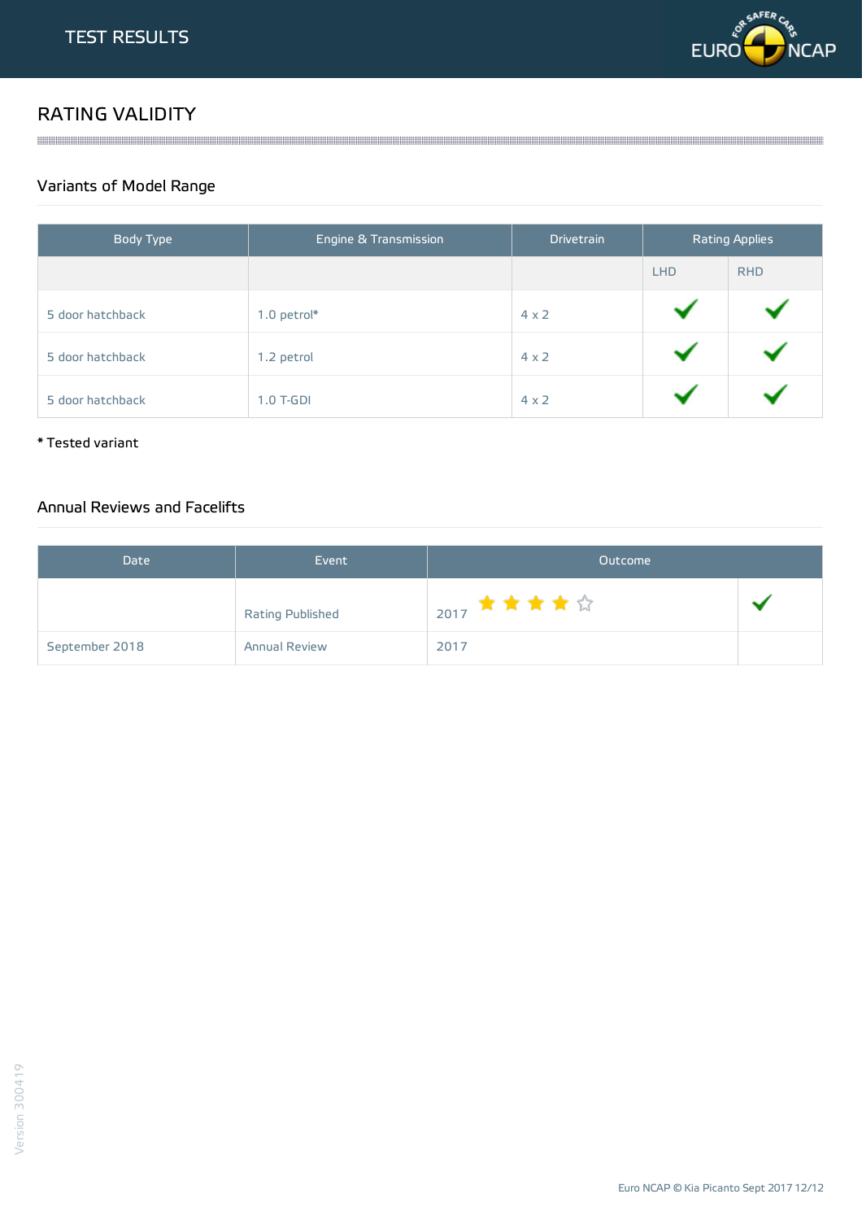TEST RESULTS

# RATING VALIDITY

## Variants of Model Range

| Body Type | Engine & Transmission | Drivetrain | Rating Applies | |
|---|---|---|---|---|
| | | | LHD | RHD |
| 5 door hatchback | 1.0 petrol* | 4 x 2 | ✓ | ✓ |
| 5 door hatchback | 1.2 petrol | 4 x 2 | ✓ | ✓ |
| 5 door hatchback | 1.0 T-GDI | 4 x 2 | ✓ | ✓ |

**\*** Tested variant

## Annual Reviews and Facelifts

| Date | Event | Outcome | |
|---|---|---|---|
| | Rating Published | 2017 ★★★★☆ | ✓ |
| September 2018 | Annual Review | 2017 | |

Version 300419